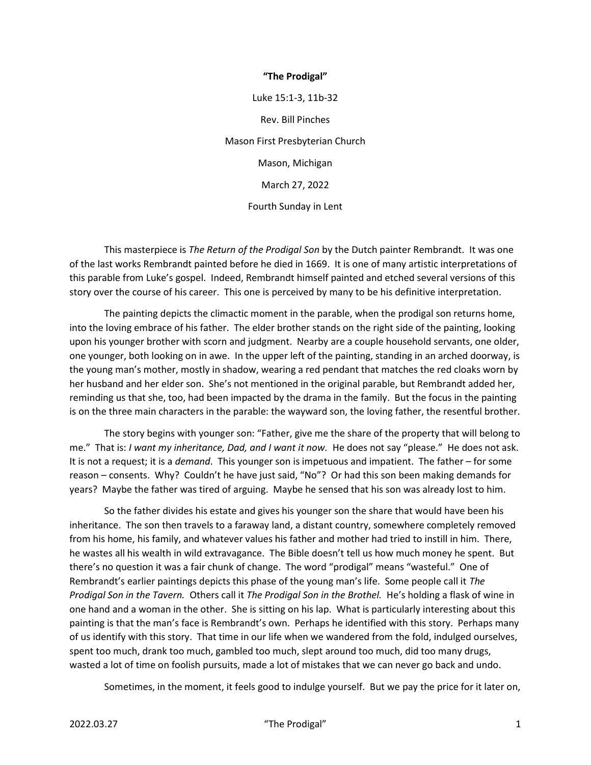**“The Prodigal”**

Luke 15:1-3, 11b-32

Rev. Bill Pinches

Mason First Presbyterian Church

Mason, Michigan

March 27, 2022

Fourth Sunday in Lent

This masterpiece is *The Return of the Prodigal Son* by the Dutch painter Rembrandt. It was one of the last works Rembrandt painted before he died in 1669. It is one of many artistic interpretations of this parable from Luke’s gospel. Indeed, Rembrandt himself painted and etched several versions of this story over the course of his career. This one is perceived by many to be his definitive interpretation.

The painting depicts the climactic moment in the parable, when the prodigal son returns home, into the loving embrace of his father. The elder brother stands on the right side of the painting, looking upon his younger brother with scorn and judgment. Nearby are a couple household servants, one older, one younger, both looking on in awe. In the upper left of the painting, standing in an arched doorway, is the young man’s mother, mostly in shadow, wearing a red pendant that matches the red cloaks worn by her husband and her elder son. She’s not mentioned in the original parable, but Rembrandt added her, reminding us that she, too, had been impacted by the drama in the family. But the focus in the painting is on the three main characters in the parable: the wayward son, the loving father, the resentful brother.

The story begins with younger son: “Father, give me the share of the property that will belong to me.” That is: *I want my inheritance, Dad, and I want it now.* He does not say “please.” He does not ask. It is not a request; it is a *demand*. This younger son is impetuous and impatient. The father – for some reason – consents. Why? Couldn’t he have just said, “No”? Or had this son been making demands for years? Maybe the father was tired of arguing. Maybe he sensed that his son was already lost to him.

So the father divides his estate and gives his younger son the share that would have been his inheritance. The son then travels to a faraway land, a distant country, somewhere completely removed from his home, his family, and whatever values his father and mother had tried to instill in him. There, he wastes all his wealth in wild extravagance. The Bible doesn’t tell us how much money he spent. But there’s no question it was a fair chunk of change. The word “prodigal” means “wasteful.” One of Rembrandt’s earlier paintings depicts this phase of the young man’s life. Some people call it *The Prodigal Son in the Tavern.* Others call it *The Prodigal Son in the Brothel.* He’s holding a flask of wine in one hand and a woman in the other. She is sitting on his lap. What is particularly interesting about this painting is that the man’s face is Rembrandt’s own. Perhaps he identified with this story. Perhaps many of us identify with this story. That time in our life when we wandered from the fold, indulged ourselves, spent too much, drank too much, gambled too much, slept around too much, did too many drugs, wasted a lot of time on foolish pursuits, made a lot of mistakes that we can never go back and undo.

Sometimes, in the moment, it feels good to indulge yourself. But we pay the price for it later on,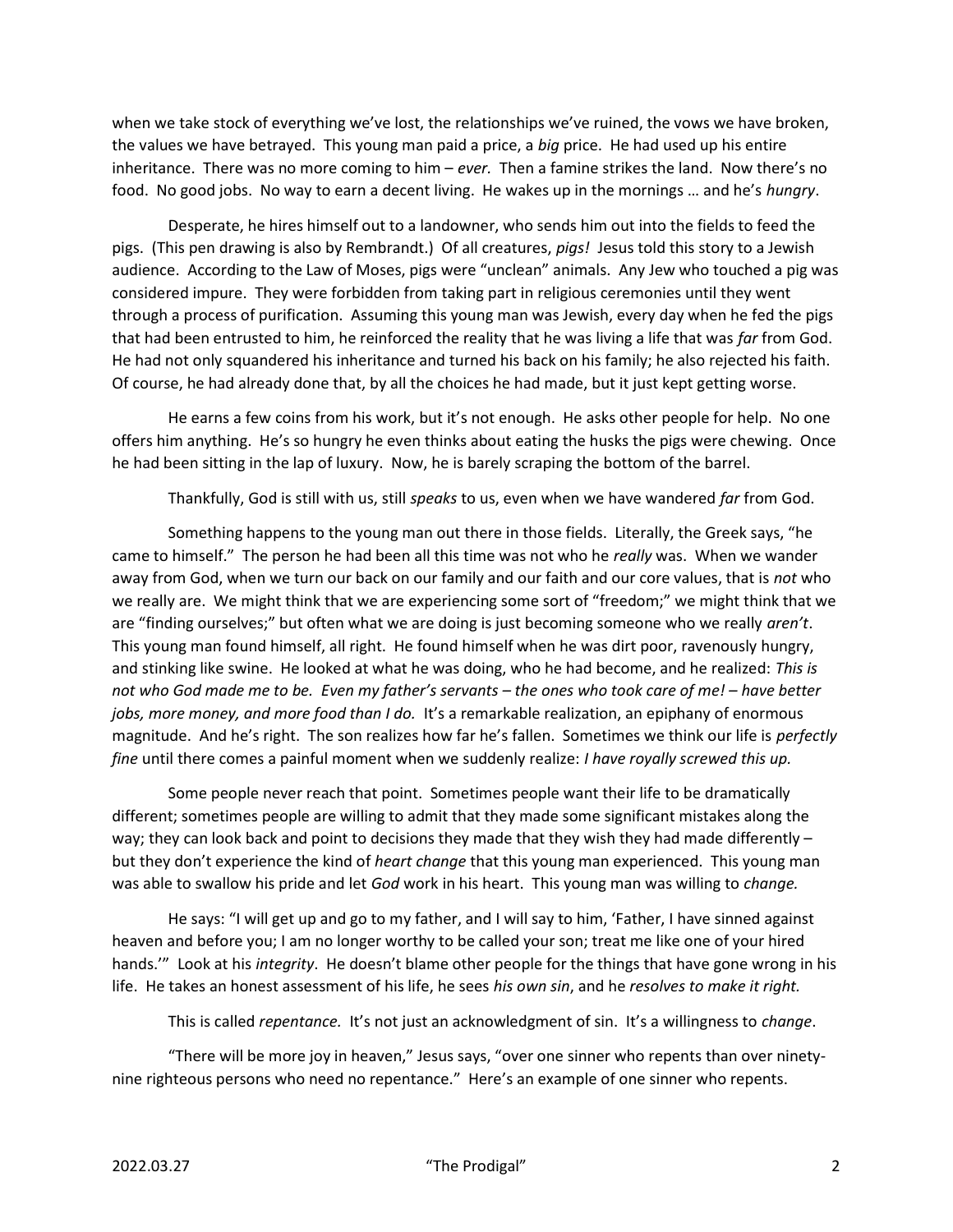when we take stock of everything we've lost, the relationships we've ruined, the vows we have broken, the values we have betrayed. This young man paid a price, a *big* price. He had used up his entire inheritance. There was no more coming to him – *ever.* Then a famine strikes the land. Now there's no food. No good jobs. No way to earn a decent living. He wakes up in the mornings … and he's *hungry*.

Desperate, he hires himself out to a landowner, who sends him out into the fields to feed the pigs. (This pen drawing is also by Rembrandt.) Of all creatures, *pigs!* Jesus told this story to a Jewish audience. According to the Law of Moses, pigs were "unclean" animals. Any Jew who touched a pig was considered impure. They were forbidden from taking part in religious ceremonies until they went through a process of purification. Assuming this young man was Jewish, every day when he fed the pigs that had been entrusted to him, he reinforced the reality that he was living a life that was *far* from God. He had not only squandered his inheritance and turned his back on his family; he also rejected his faith. Of course, he had already done that, by all the choices he had made, but it just kept getting worse.

He earns a few coins from his work, but it's not enough. He asks other people for help. No one offers him anything. He's so hungry he even thinks about eating the husks the pigs were chewing. Once he had been sitting in the lap of luxury. Now, he is barely scraping the bottom of the barrel.

Thankfully, God is still with us, still *speaks* to us, even when we have wandered *far* from God.

Something happens to the young man out there in those fields. Literally, the Greek says, "he came to himself." The person he had been all this time was not who he *really* was. When we wander away from God, when we turn our back on our family and our faith and our core values, that is *not* who we really are. We might think that we are experiencing some sort of "freedom;" we might think that we are "finding ourselves;" but often what we are doing is just becoming someone who we really *aren't*. This young man found himself, all right. He found himself when he was dirt poor, ravenously hungry, and stinking like swine. He looked at what he was doing, who he had become, and he realized: *This is not who God made me to be. Even my father's servants – the ones who took care of me! – have better jobs, more money, and more food than I do.* It's a remarkable realization, an epiphany of enormous magnitude. And he's right. The son realizes how far he's fallen. Sometimes we think our life is *perfectly fine* until there comes a painful moment when we suddenly realize: *I have royally screwed this up.*

Some people never reach that point. Sometimes people want their life to be dramatically different; sometimes people are willing to admit that they made some significant mistakes along the way; they can look back and point to decisions they made that they wish they had made differently – but they don't experience the kind of *heart change* that this young man experienced. This young man was able to swallow his pride and let *God* work in his heart. This young man was willing to *change.*

He says: "I will get up and go to my father, and I will say to him, 'Father, I have sinned against heaven and before you; I am no longer worthy to be called your son; treat me like one of your hired hands.'" Look at his *integrity*. He doesn't blame other people for the things that have gone wrong in his life. He takes an honest assessment of his life, he sees *his own sin*, and he *resolves to make it right.*

This is called *repentance.* It's not just an acknowledgment of sin. It's a willingness to *change*.

"There will be more joy in heaven," Jesus says, "over one sinner who repents than over ninety-nine righteous persons who need no repentance." Here's an example of one sinner who repents.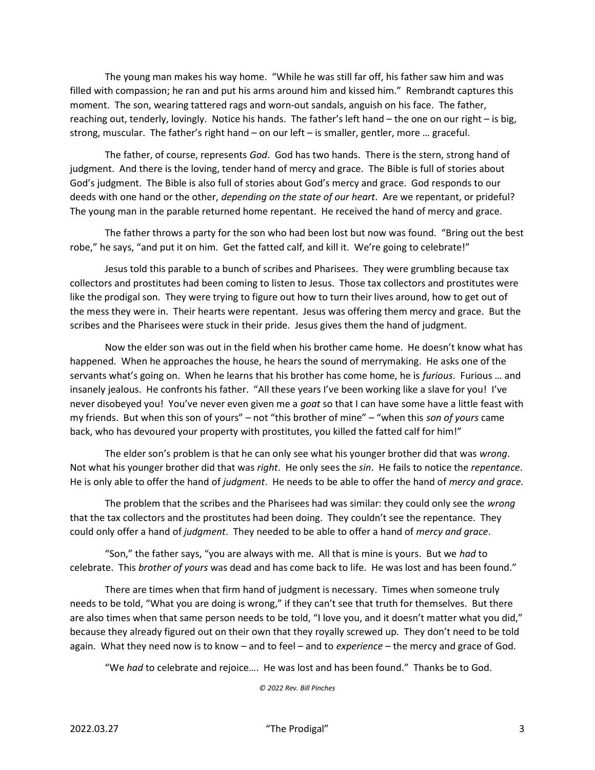The young man makes his way home. "While he was still far off, his father saw him and was filled with compassion; he ran and put his arms around him and kissed him." Rembrandt captures this moment. The son, wearing tattered rags and worn-out sandals, anguish on his face. The father, reaching out, tenderly, lovingly. Notice his hands. The father's left hand – the one on our right – is big, strong, muscular. The father's right hand – on our left – is smaller, gentler, more … graceful.

The father, of course, represents *God*. God has two hands. There is the stern, strong hand of judgment. And there is the loving, tender hand of mercy and grace. The Bible is full of stories about God's judgment. The Bible is also full of stories about God's mercy and grace. God responds to our deeds with one hand or the other, *depending on the state of our heart*. Are we repentant, or prideful? The young man in the parable returned home repentant. He received the hand of mercy and grace.

The father throws a party for the son who had been lost but now was found. "Bring out the best robe," he says, "and put it on him. Get the fatted calf, and kill it. We're going to celebrate!"

Jesus told this parable to a bunch of scribes and Pharisees. They were grumbling because tax collectors and prostitutes had been coming to listen to Jesus. Those tax collectors and prostitutes were like the prodigal son. They were trying to figure out how to turn their lives around, how to get out of the mess they were in. Their hearts were repentant. Jesus was offering them mercy and grace. But the scribes and the Pharisees were stuck in their pride. Jesus gives them the hand of judgment.

Now the elder son was out in the field when his brother came home. He doesn't know what has happened. When he approaches the house, he hears the sound of merrymaking. He asks one of the servants what's going on. When he learns that his brother has come home, he is *furious*. Furious … and insanely jealous. He confronts his father. "All these years I've been working like a slave for you! I've never disobeyed you! You've never even given me a *goat* so that I can have some have a little feast with my friends. But when this son of yours" – not "this brother of mine" – "when this *son of yours* came back, who has devoured your property with prostitutes, you killed the fatted calf for him!"

The elder son's problem is that he can only see what his younger brother did that was *wrong*. Not what his younger brother did that was *right*. He only sees the *sin*. He fails to notice the *repentance*. He is only able to offer the hand of *judgment*. He needs to be able to offer the hand of *mercy and grace.*

The problem that the scribes and the Pharisees had was similar: they could only see the *wrong* that the tax collectors and the prostitutes had been doing. They couldn't see the repentance. They could only offer a hand of *judgment*. They needed to be able to offer a hand of *mercy and grace*.

"Son," the father says, "you are always with me. All that is mine is yours. But we *had* to celebrate. This *brother of yours* was dead and has come back to life. He was lost and has been found."

There are times when that firm hand of judgment is necessary. Times when someone truly needs to be told, "What you are doing is wrong," if they can't see that truth for themselves. But there are also times when that same person needs to be told, "I love you, and it doesn't matter what you did," because they already figured out on their own that they royally screwed up. They don't need to be told again. What they need now is to know – and to feel – and to *experience* – the mercy and grace of God.

"We *had* to celebrate and rejoice…. He was lost and has been found." Thanks be to God.

*© 2022 Rev. Bill Pinches*